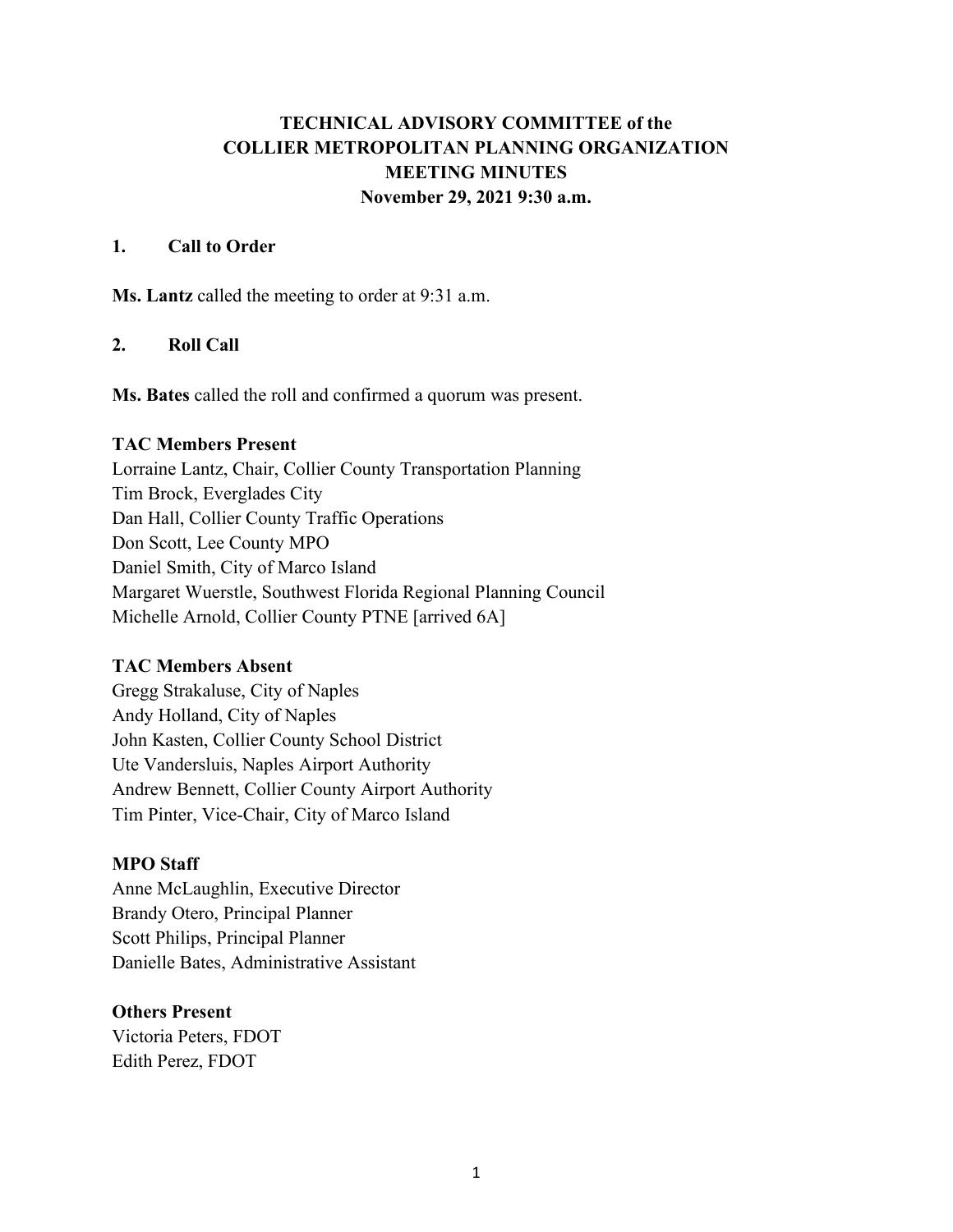# TECHNICAL ADVISORY COMMITTEE of the COLLIER METROPOLITAN PLANNING ORGANIZATION MEETING MINUTES

**November 29, 2021 9:30 a.m.**

## 1. Call to Order

**Ms. Lantz** called the meeting to order at 9:31 a.m.

## 2. Roll Call

**Ms. Bates** called the roll and confirmed a quorum was present.

**TAC Members Present**

Lorraine Lantz, Chair, Collier County Transportation Planning
Tim Brock, Everglades City
Dan Hall, Collier County Traffic Operations
Don Scott, Lee County MPO
Daniel Smith, City of Marco Island
Margaret Wuerstle, Southwest Florida Regional Planning Council
Michelle Arnold, Collier County PTNE [arrived 6A]

**TAC Members Absent**

Gregg Strakaluse, City of Naples
Andy Holland, City of Naples
John Kasten, Collier County School District
Ute Vandersluis, Naples Airport Authority
Andrew Bennett, Collier County Airport Authority
Tim Pinter, Vice-Chair, City of Marco Island

**MPO Staff**

Anne McLaughlin, Executive Director
Brandy Otero, Principal Planner
Scott Philips, Principal Planner
Danielle Bates, Administrative Assistant

**Others Present**

Victoria Peters, FDOT
Edith Perez, FDOT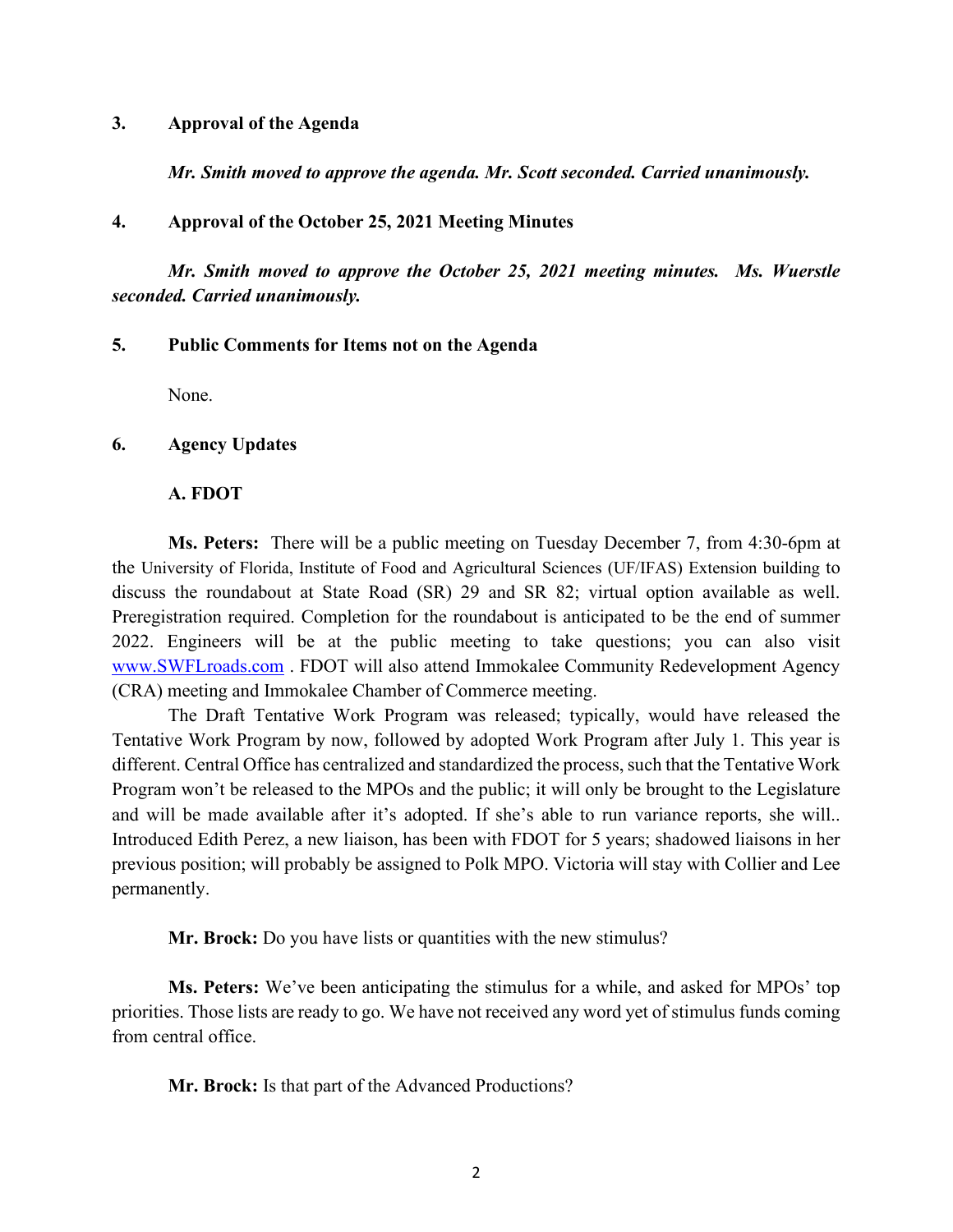**3. Approval of the Agenda**

***Mr. Smith moved to approve the agenda. Mr. Scott seconded. Carried unanimously.***

**4. Approval of the October 25, 2021 Meeting Minutes**

***Mr. Smith moved to approve the October 25, 2021 meeting minutes. Ms. Wuerstle seconded. Carried unanimously.***

**5. Public Comments for Items not on the Agenda**

None.

**6. Agency Updates**

**A. FDOT**

**Ms. Peters:** There will be a public meeting on Tuesday December 7, from 4:30-6pm at the University of Florida, Institute of Food and Agricultural Sciences (UF/IFAS) Extension building to discuss the roundabout at State Road (SR) 29 and SR 82; virtual option available as well. Preregistration required. Completion for the roundabout is anticipated to be the end of summer 2022. Engineers will be at the public meeting to take questions; you can also visit [www.SWFLroads.com](http://www.SWFLroads.com) . FDOT will also attend Immokalee Community Redevelopment Agency (CRA) meeting and Immokalee Chamber of Commerce meeting.

The Draft Tentative Work Program was released; typically, would have released the Tentative Work Program by now, followed by adopted Work Program after July 1. This year is different. Central Office has centralized and standardized the process, such that the Tentative Work Program won't be released to the MPOs and the public; it will only be brought to the Legislature and will be made available after it's adopted. If she's able to run variance reports, she will.. Introduced Edith Perez, a new liaison, has been with FDOT for 5 years; shadowed liaisons in her previous position; will probably be assigned to Polk MPO. Victoria will stay with Collier and Lee permanently.

**Mr. Brock:** Do you have lists or quantities with the new stimulus?

**Ms. Peters:** We've been anticipating the stimulus for a while, and asked for MPOs' top priorities. Those lists are ready to go. We have not received any word yet of stimulus funds coming from central office.

**Mr. Brock:** Is that part of the Advanced Productions?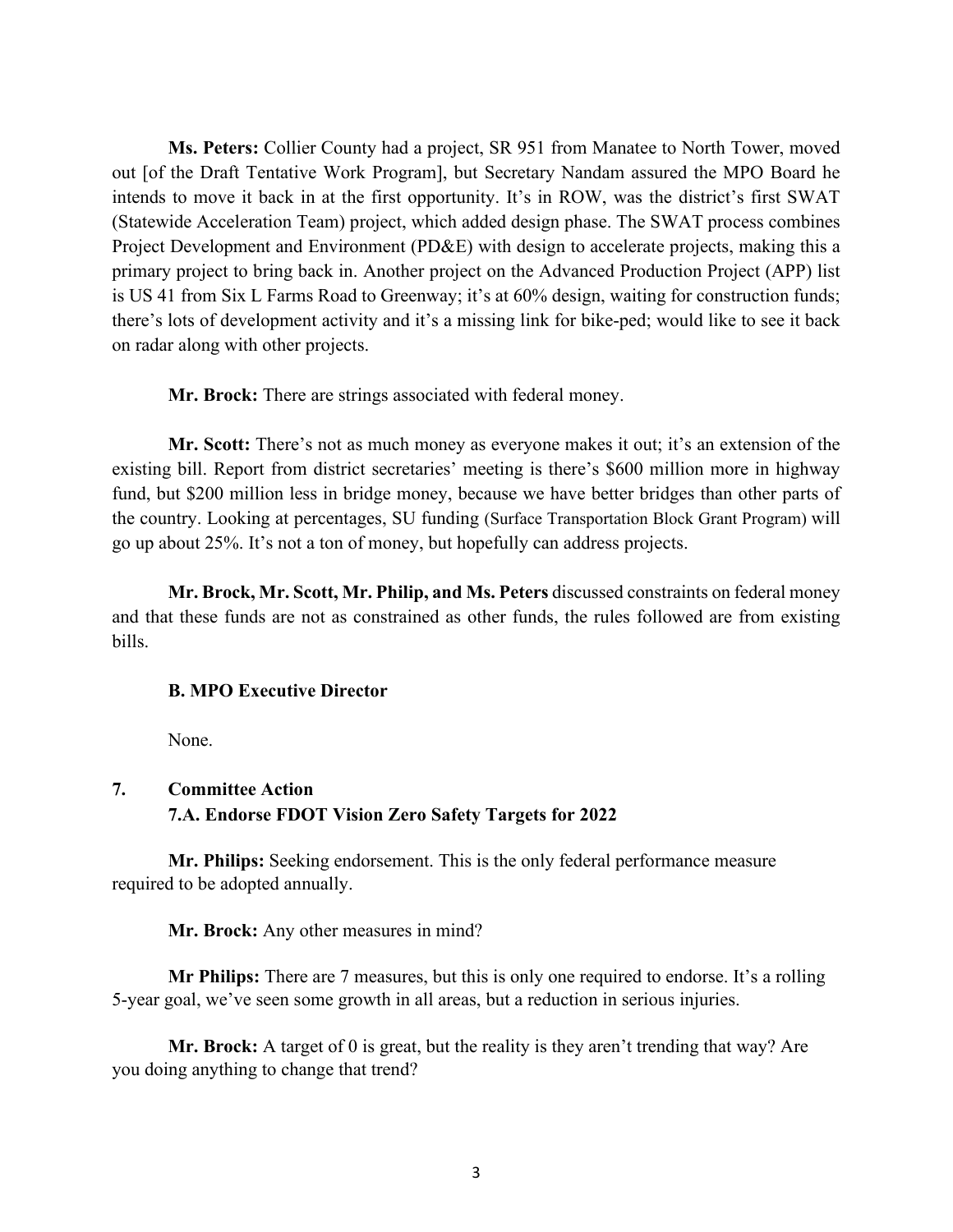**Ms. Peters:** Collier County had a project, SR 951 from Manatee to North Tower, moved out [of the Draft Tentative Work Program], but Secretary Nandam assured the MPO Board he intends to move it back in at the first opportunity. It's in ROW, was the district's first SWAT (Statewide Acceleration Team) project, which added design phase. The SWAT process combines Project Development and Environment (PD&E) with design to accelerate projects, making this a primary project to bring back in. Another project on the Advanced Production Project (APP) list is US 41 from Six L Farms Road to Greenway; it's at 60% design, waiting for construction funds; there's lots of development activity and it's a missing link for bike-ped; would like to see it back on radar along with other projects.

**Mr. Brock:** There are strings associated with federal money.

**Mr. Scott:** There's not as much money as everyone makes it out; it's an extension of the existing bill. Report from district secretaries' meeting is there's $600 million more in highway fund, but $200 million less in bridge money, because we have better bridges than other parts of the country. Looking at percentages, SU funding (Surface Transportation Block Grant Program) will go up about 25%. It's not a ton of money, but hopefully can address projects.

**Mr. Brock, Mr. Scott, Mr. Philip, and Ms. Peters** discussed constraints on federal money and that these funds are not as constrained as other funds, the rules followed are from existing bills.

**B. MPO Executive Director**

None.

**7. Committee Action**

**7.A. Endorse FDOT Vision Zero Safety Targets for 2022**

**Mr. Philips:** Seeking endorsement. This is the only federal performance measure required to be adopted annually.

**Mr. Brock:** Any other measures in mind?

**Mr Philips:** There are 7 measures, but this is only one required to endorse. It's a rolling 5-year goal, we've seen some growth in all areas, but a reduction in serious injuries.

**Mr. Brock:** A target of 0 is great, but the reality is they aren't trending that way? Are you doing anything to change that trend?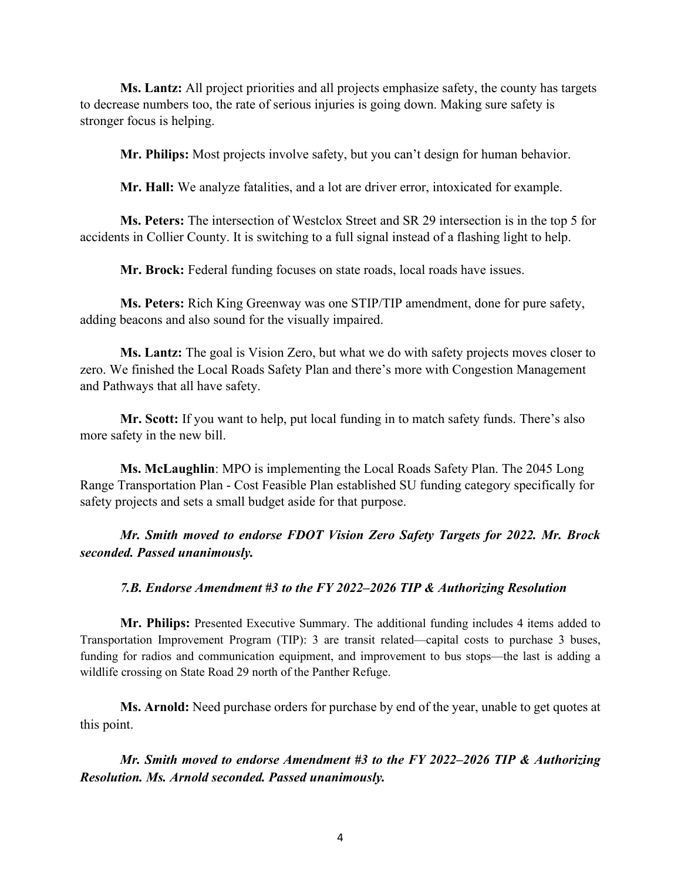**Ms. Lantz:** All project priorities and all projects emphasize safety, the county has targets to decrease numbers too, the rate of serious injuries is going down. Making sure safety is stronger focus is helping.

**Mr. Philips:** Most projects involve safety, but you can't design for human behavior.

**Mr. Hall:** We analyze fatalities, and a lot are driver error, intoxicated for example.

**Ms. Peters:** The intersection of Westclox Street and SR 29 intersection is in the top 5 for accidents in Collier County. It is switching to a full signal instead of a flashing light to help.

**Mr. Brock:** Federal funding focuses on state roads, local roads have issues.

**Ms. Peters:** Rich King Greenway was one STIP/TIP amendment, done for pure safety, adding beacons and also sound for the visually impaired.

**Ms. Lantz:** The goal is Vision Zero, but what we do with safety projects moves closer to zero. We finished the Local Roads Safety Plan and there's more with Congestion Management and Pathways that all have safety.

**Mr. Scott:** If you want to help, put local funding in to match safety funds. There's also more safety in the new bill.

**Ms. McLaughlin**: MPO is implementing the Local Roads Safety Plan. The 2045 Long Range Transportation Plan - Cost Feasible Plan established SU funding category specifically for safety projects and sets a small budget aside for that purpose.

***Mr. Smith moved to endorse FDOT Vision Zero Safety Targets for 2022. Mr. Brock seconded. Passed unanimously.***

*7.B. Endorse Amendment #3 to the FY 2022–2026 TIP & Authorizing Resolution*

**Mr. Philips:** Presented Executive Summary. The additional funding includes 4 items added to Transportation Improvement Program (TIP): 3 are transit related—capital costs to purchase 3 buses, funding for radios and communication equipment, and improvement to bus stops—the last is adding a wildlife crossing on State Road 29 north of the Panther Refuge.

**Ms. Arnold:** Need purchase orders for purchase by end of the year, unable to get quotes at this point.

***Mr. Smith moved to endorse Amendment #3 to the FY 2022–2026 TIP & Authorizing Resolution. Ms. Arnold seconded. Passed unanimously.***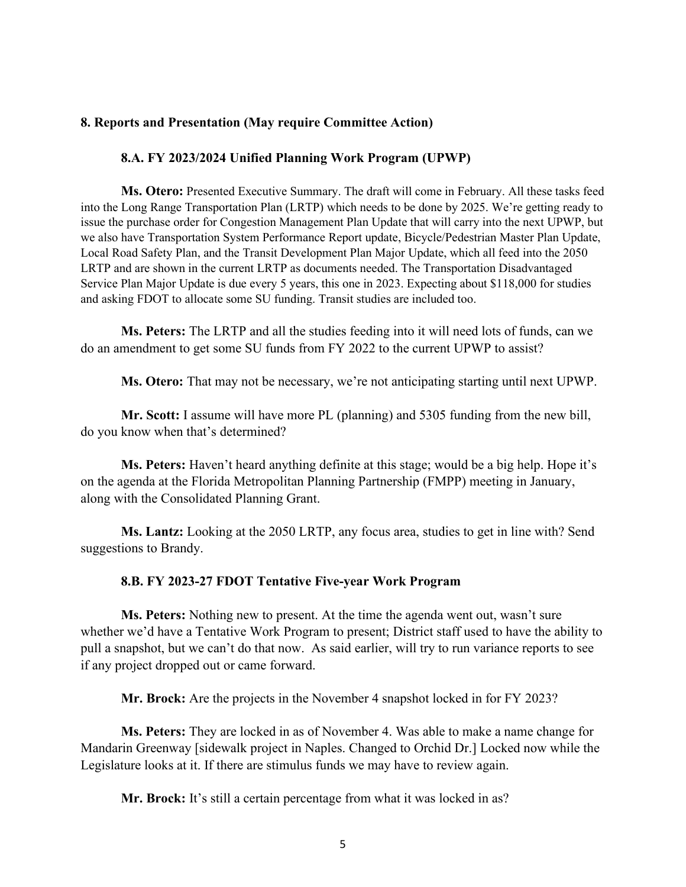## 8. Reports and Presentation (May require Committee Action)

### 8.A. FY 2023/2024 Unified Planning Work Program (UPWP)

**Ms. Otero:** Presented Executive Summary. The draft will come in February. All these tasks feed into the Long Range Transportation Plan (LRTP) which needs to be done by 2025. We're getting ready to issue the purchase order for Congestion Management Plan Update that will carry into the next UPWP, but we also have Transportation System Performance Report update, Bicycle/Pedestrian Master Plan Update, Local Road Safety Plan, and the Transit Development Plan Major Update, which all feed into the 2050 LRTP and are shown in the current LRTP as documents needed. The Transportation Disadvantaged Service Plan Major Update is due every 5 years, this one in 2023. Expecting about $118,000 for studies and asking FDOT to allocate some SU funding. Transit studies are included too.

**Ms. Peters:** The LRTP and all the studies feeding into it will need lots of funds, can we do an amendment to get some SU funds from FY 2022 to the current UPWP to assist?

**Ms. Otero:** That may not be necessary, we're not anticipating starting until next UPWP.

**Mr. Scott:** I assume will have more PL (planning) and 5305 funding from the new bill, do you know when that's determined?

**Ms. Peters:** Haven't heard anything definite at this stage; would be a big help. Hope it's on the agenda at the Florida Metropolitan Planning Partnership (FMPP) meeting in January, along with the Consolidated Planning Grant.

**Ms. Lantz:** Looking at the 2050 LRTP, any focus area, studies to get in line with? Send suggestions to Brandy.

### 8.B. FY 2023-27 FDOT Tentative Five-year Work Program

**Ms. Peters:** Nothing new to present. At the time the agenda went out, wasn't sure whether we'd have a Tentative Work Program to present; District staff used to have the ability to pull a snapshot, but we can't do that now. As said earlier, will try to run variance reports to see if any project dropped out or came forward.

**Mr. Brock:** Are the projects in the November 4 snapshot locked in for FY 2023?

**Ms. Peters:** They are locked in as of November 4. Was able to make a name change for Mandarin Greenway [sidewalk project in Naples. Changed to Orchid Dr.] Locked now while the Legislature looks at it. If there are stimulus funds we may have to review again.

**Mr. Brock:** It's still a certain percentage from what it was locked in as?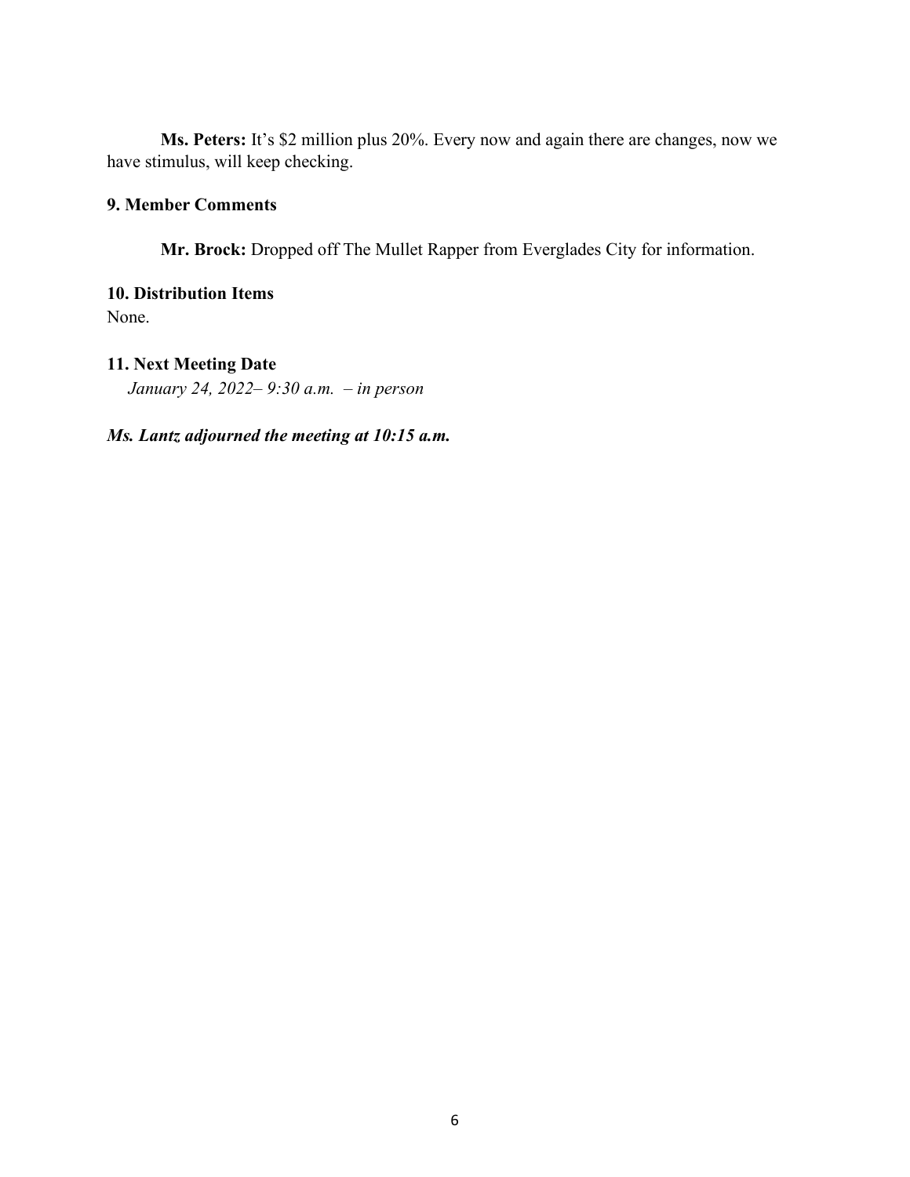**Ms. Peters:** It's $2 million plus 20%. Every now and again there are changes, now we have stimulus, will keep checking.

## 9. Member Comments

**Mr. Brock:** Dropped off The Mullet Rapper from Everglades City for information.

## 10. Distribution Items

None.

## 11. Next Meeting Date

*January 24, 2022– 9:30 a.m. – in person*

***Ms. Lantz adjourned the meeting at 10:15 a.m.***